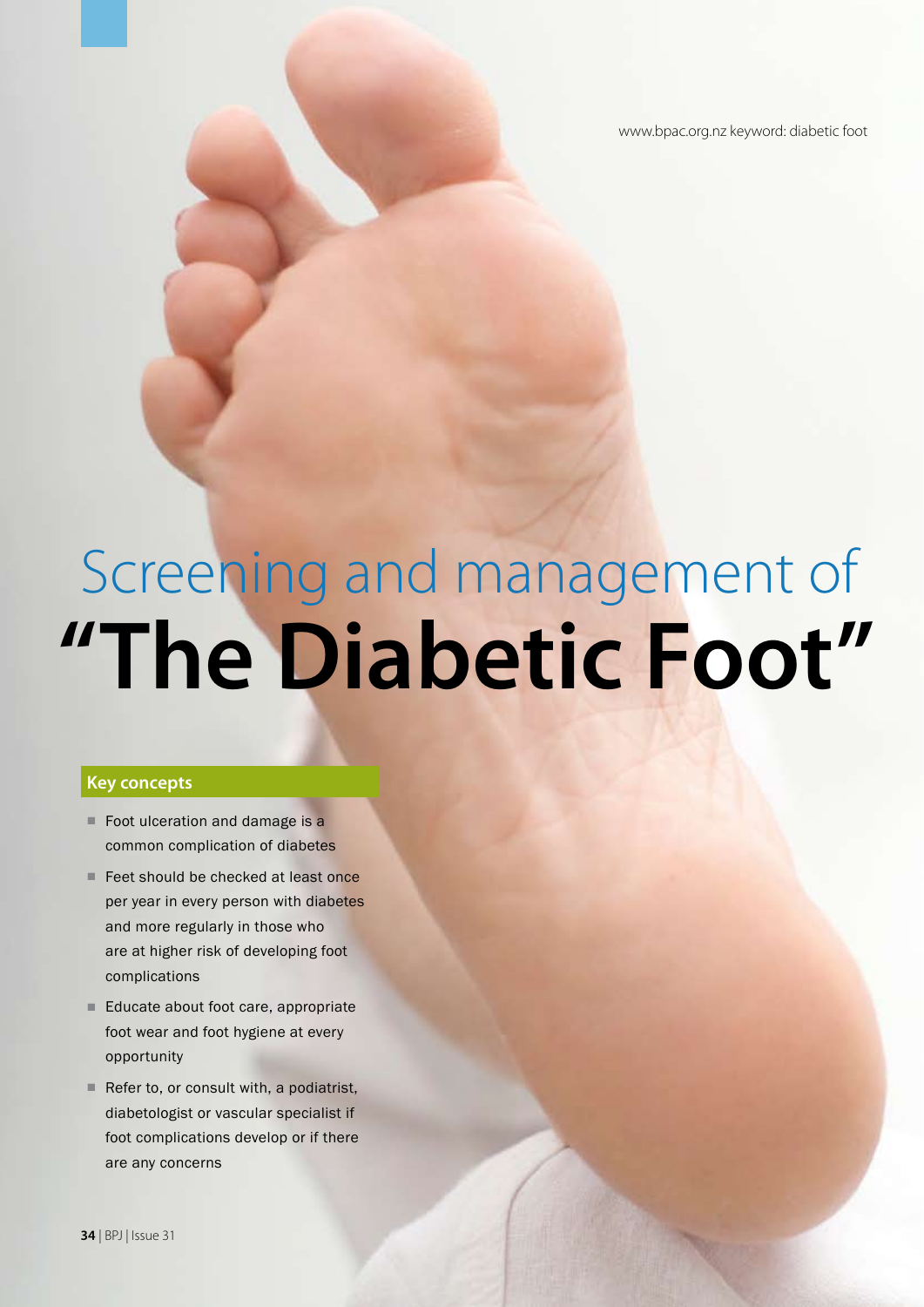www.bpac.org.nz keyword: diabetic foot

# Screening and management of "The Diabetic Foot"

## Key concepts

- Foot ulceration and damage is a common complication of diabetes
- Feet should be checked at least once per year in every person with diabetes and more regularly in those who are at higher risk of developing foot complications
- Educate about foot care, appropriate foot wear and foot hygiene at every opportunity
- Refer to, or consult with, a podiatrist, diabetologist or vascular specialist if foot complications develop or if there are any concerns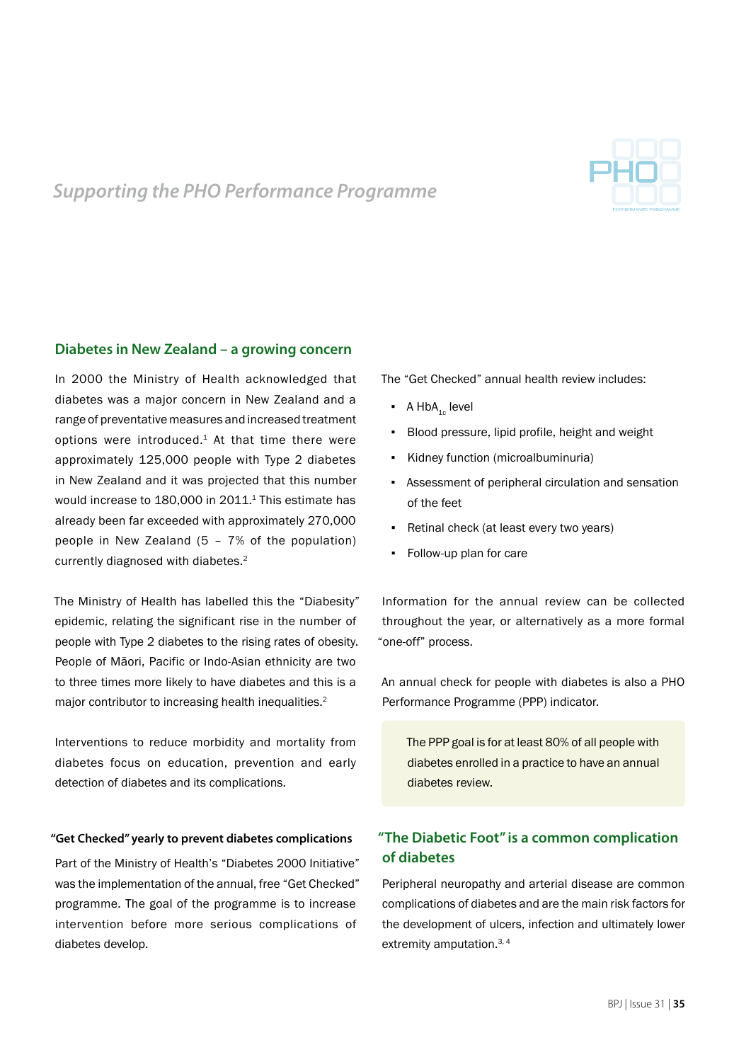## Supporting the PHO Performance Programme

### Diabetes in New Zealand – a growing concern

In 2000 the Ministry of Health acknowledged that diabetes was a major concern in New Zealand and a range of preventative measures and increased treatment options were introduced.[1] At that time there were approximately 125,000 people with Type 2 diabetes in New Zealand and it was projected that this number would increase to 180,000 in 2011.[1] This estimate has already been far exceeded with approximately 270,000 people in New Zealand (5 – 7% of the population) currently diagnosed with diabetes.[2]

The Ministry of Health has labelled this the "Diabesity" epidemic, relating the significant rise in the number of people with Type 2 diabetes to the rising rates of obesity. People of Māori, Pacific or Indo-Asian ethnicity are two to three times more likely to have diabetes and this is a major contributor to increasing health inequalities.[2]

Interventions to reduce morbidity and mortality from diabetes focus on education, prevention and early detection of diabetes and its complications.

#### "Get Checked" yearly to prevent diabetes complications

Part of the Ministry of Health's "Diabetes 2000 Initiative" was the implementation of the annual, free "Get Checked" programme. The goal of the programme is to increase intervention before more serious complications of diabetes develop.

The "Get Checked" annual health review includes:

- A $HbA_{1c}$ level
- Blood pressure, lipid profile, height and weight
- Kidney function (microalbuminuria)
- Assessment of peripheral circulation and sensation of the feet
- Retinal check (at least every two years)
- Follow-up plan for care

Information for the annual review can be collected throughout the year, or alternatively as a more formal "one-off" process.

An annual check for people with diabetes is also a PHO Performance Programme (PPP) indicator.

> The PPP goal is for at least 80% of all people with diabetes enrolled in a practice to have an annual diabetes review.

### "The Diabetic Foot" is a common complication of diabetes

Peripheral neuropathy and arterial disease are common complications of diabetes and are the main risk factors for the development of ulcers, infection and ultimately lower extremity amputation.[3, 4]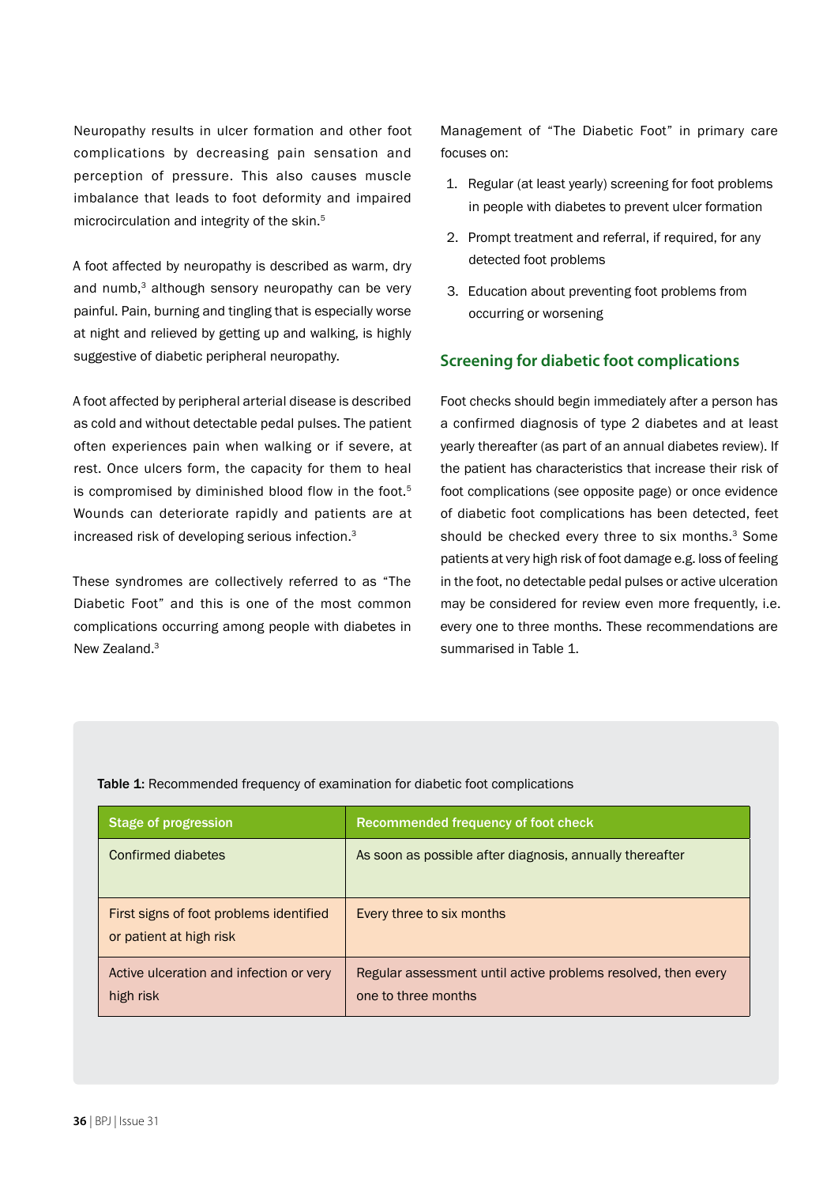Neuropathy results in ulcer formation and other foot complications by decreasing pain sensation and perception of pressure. This also causes muscle imbalance that leads to foot deformity and impaired microcirculation and integrity of the skin.[5]

A foot affected by neuropathy is described as warm, dry and numb,[3] although sensory neuropathy can be very painful. Pain, burning and tingling that is especially worse at night and relieved by getting up and walking, is highly suggestive of diabetic peripheral neuropathy.

A foot affected by peripheral arterial disease is described as cold and without detectable pedal pulses. The patient often experiences pain when walking or if severe, at rest. Once ulcers form, the capacity for them to heal is compromised by diminished blood flow in the foot.[5] Wounds can deteriorate rapidly and patients are at increased risk of developing serious infection.[3]

These syndromes are collectively referred to as "The Diabetic Foot" and this is one of the most common complications occurring among people with diabetes in New Zealand.[3]

Management of "The Diabetic Foot" in primary care focuses on:

1. Regular (at least yearly) screening for foot problems in people with diabetes to prevent ulcer formation
2. Prompt treatment and referral, if required, for any detected foot problems
3. Education about preventing foot problems from occurring or worsening

## Screening for diabetic foot complications

Foot checks should begin immediately after a person has a confirmed diagnosis of type 2 diabetes and at least yearly thereafter (as part of an annual diabetes review). If the patient has characteristics that increase their risk of foot complications (see opposite page) or once evidence of diabetic foot complications has been detected, feet should be checked every three to six months.[3] Some patients at very high risk of foot damage e.g. loss of feeling in the foot, no detectable pedal pulses or active ulceration may be considered for review even more frequently, i.e. every one to three months. These recommendations are summarised in Table 1.

**Table 1**: Recommended frequency of examination for diabetic foot complications

| Stage of progression | Recommended frequency of foot check |
|---|---|
| Confirmed diabetes | As soon as possible after diagnosis, annually thereafter |
| First signs of foot problems identified or patient at high risk | Every three to six months |
| Active ulceration and infection or very high risk | Regular assessment until active problems resolved, then every one to three months |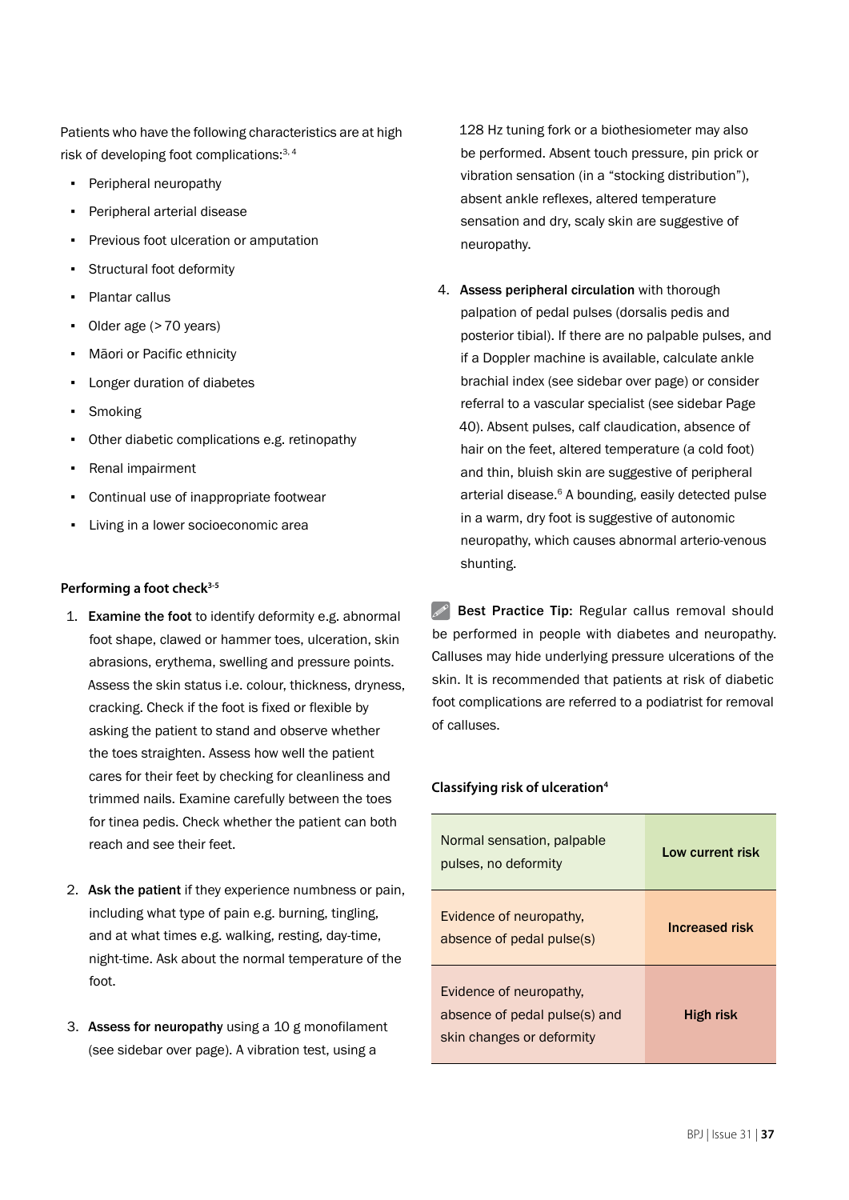Patients who have the following characteristics are at high risk of developing foot complications:[3, 4]

- Peripheral neuropathy
- Peripheral arterial disease
- Previous foot ulceration or amputation
- Structural foot deformity
- Plantar callus
- Older age (> 70 years)
- Māori or Pacific ethnicity
- Longer duration of diabetes
- Smoking
- Other diabetic complications e.g. retinopathy
- Renal impairment
- Continual use of inappropriate footwear
- Living in a lower socioeconomic area

#### Performing a foot check[3-5]

1. **Examine the foot** to identify deformity e.g. abnormal foot shape, clawed or hammer toes, ulceration, skin abrasions, erythema, swelling and pressure points. Assess the skin status i.e. colour, thickness, dryness, cracking. Check if the foot is fixed or flexible by asking the patient to stand and observe whether the toes straighten. Assess how well the patient cares for their feet by checking for cleanliness and trimmed nails. Examine carefully between the toes for tinea pedis. Check whether the patient can both reach and see their feet.

2. **Ask the patient** if they experience numbness or pain, including what type of pain e.g. burning, tingling, and at what times e.g. walking, resting, day-time, night-time. Ask about the normal temperature of the foot.

3. **Assess for neuropathy** using a 10 g monofilament (see sidebar over page). A vibration test, using a 128 Hz tuning fork or a biothesiometer may also be performed. Absent touch pressure, pin prick or vibration sensation (in a "stocking distribution"), absent ankle reflexes, altered temperature sensation and dry, scaly skin are suggestive of neuropathy.

4. **Assess peripheral circulation** with thorough palpation of pedal pulses (dorsalis pedis and posterior tibial). If there are no palpable pulses, and if a Doppler machine is available, calculate ankle brachial index (see sidebar over page) or consider referral to a vascular specialist (see sidebar Page 40). Absent pulses, calf claudication, absence of hair on the feet, altered temperature (a cold foot) and thin, bluish skin are suggestive of peripheral arterial disease.[6] A bounding, easily detected pulse in a warm, dry foot is suggestive of autonomic neuropathy, which causes abnormal arterio-venous shunting.

**Best Practice Tip:** Regular callus removal should be performed in people with diabetes and neuropathy. Calluses may hide underlying pressure ulcerations of the skin. It is recommended that patients at risk of diabetic foot complications are referred to a podiatrist for removal of calluses.

#### Classifying risk of ulceration[4]

| | |
|---|---|
| Normal sensation, palpable pulses, no deformity | **Low current risk** |
| Evidence of neuropathy, absence of pedal pulse(s) | **Increased risk** |
| Evidence of neuropathy, absence of pedal pulse(s) and skin changes or deformity | **High risk** |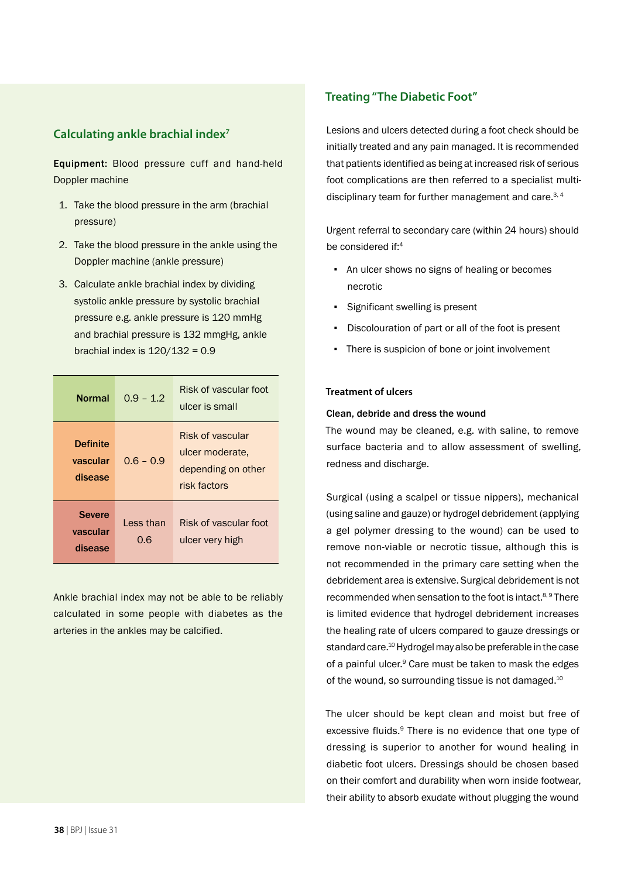## Calculating ankle brachial index[7]

**Equipment:** Blood pressure cuff and hand-held Doppler machine

1. Take the blood pressure in the arm (brachial pressure)
2. Take the blood pressure in the ankle using the Doppler machine (ankle pressure)
3. Calculate ankle brachial index by dividing systolic ankle pressure by systolic brachial pressure e.g. ankle pressure is 120 mmHg and brachial pressure is 132 mmgHg, ankle brachial index is 120/132 = 0.9

| | | |
|---|---|---|
| **Normal** | 0.9 – 1.2 | Risk of vascular foot ulcer is small |
| **Definite vascular disease** | 0.6 – 0.9 | Risk of vascular ulcer moderate, depending on other risk factors |
| **Severe vascular disease** | Less than 0.6 | Risk of vascular foot ulcer very high |

Ankle brachial index may not be able to be reliably calculated in some people with diabetes as the arteries in the ankles may be calcified.

## Treating "The Diabetic Foot"

Lesions and ulcers detected during a foot check should be initially treated and any pain managed. It is recommended that patients identified as being at increased risk of serious foot complications are then referred to a specialist multi-disciplinary team for further management and care.[3, 4]

Urgent referral to secondary care (within 24 hours) should be considered if:[4]

- An ulcer shows no signs of healing or becomes necrotic
- Significant swelling is present
- Discolouration of part or all of the foot is present
- There is suspicion of bone or joint involvement

### Treatment of ulcers

**Clean, debride and dress the wound**

The wound may be cleaned, e.g. with saline, to remove surface bacteria and to allow assessment of swelling, redness and discharge.

Surgical (using a scalpel or tissue nippers), mechanical (using saline and gauze) or hydrogel debridement (applying a gel polymer dressing to the wound) can be used to remove non-viable or necrotic tissue, although this is not recommended in the primary care setting when the debridement area is extensive. Surgical debridement is not recommended when sensation to the foot is intact.[8, 9] There is limited evidence that hydrogel debridement increases the healing rate of ulcers compared to gauze dressings or standard care.[10] Hydrogel may also be preferable in the case of a painful ulcer.[9] Care must be taken to mask the edges of the wound, so surrounding tissue is not damaged.[10]

The ulcer should be kept clean and moist but free of excessive fluids.[9] There is no evidence that one type of dressing is superior to another for wound healing in diabetic foot ulcers. Dressings should be chosen based on their comfort and durability when worn inside footwear, their ability to absorb exudate without plugging the wound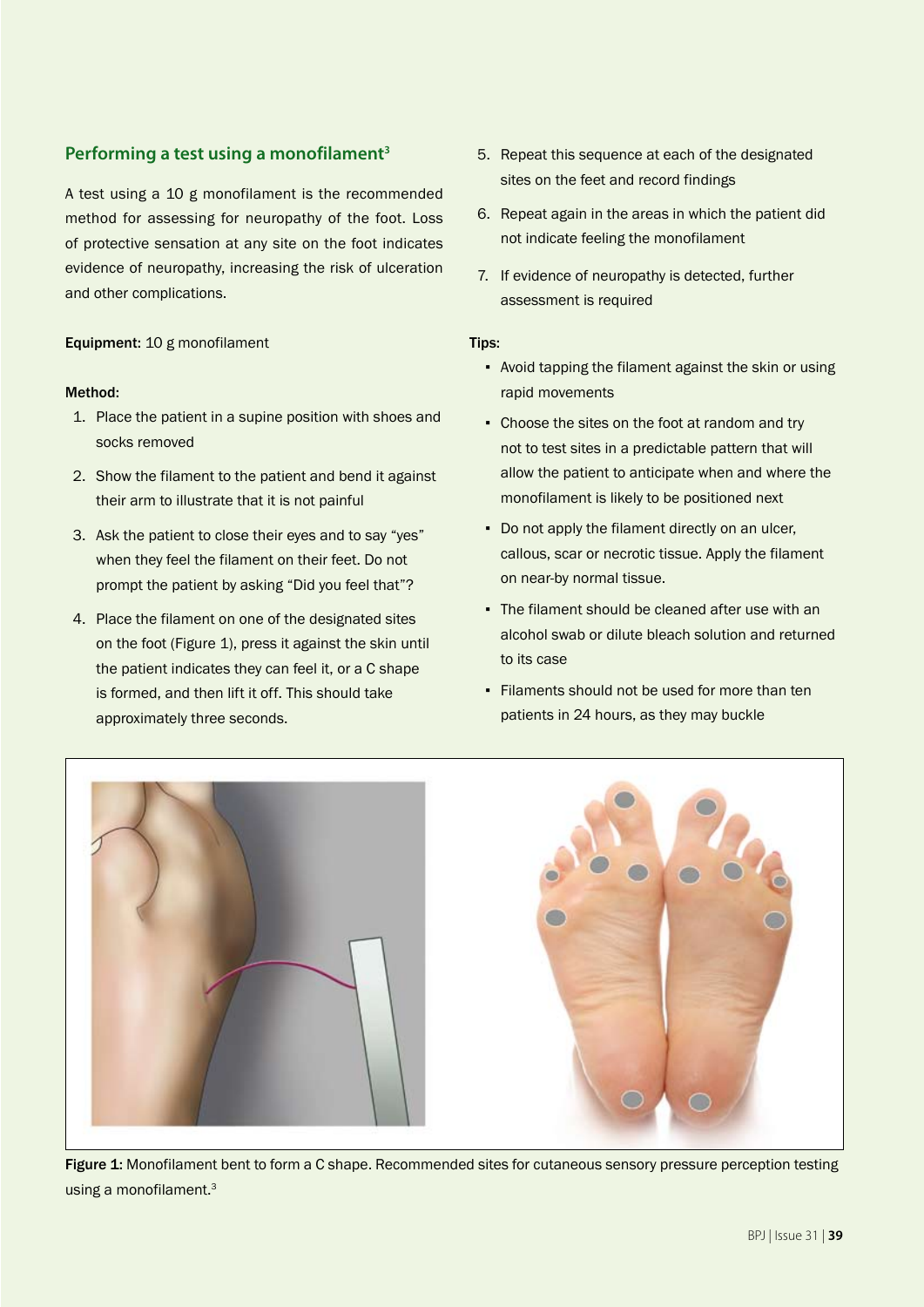## Performing a test using a monofilament[3]

A test using a 10 g monofilament is the recommended method for assessing for neuropathy of the foot. Loss of protective sensation at any site on the foot indicates evidence of neuropathy, increasing the risk of ulceration and other complications.

**Equipment:** 10 g monofilament

**Method:**

1. Place the patient in a supine position with shoes and socks removed
2. Show the filament to the patient and bend it against their arm to illustrate that it is not painful
3. Ask the patient to close their eyes and to say "yes" when they feel the filament on their feet. Do not prompt the patient by asking "Did you feel that"?
4. Place the filament on one of the designated sites on the foot (Figure 1), press it against the skin until the patient indicates they can feel it, or a C shape is formed, and then lift it off. This should take approximately three seconds.
5. Repeat this sequence at each of the designated sites on the feet and record findings
6. Repeat again in the areas in which the patient did not indicate feeling the monofilament
7. If evidence of neuropathy is detected, further assessment is required

**Tips:**

- Avoid tapping the filament against the skin or using rapid movements
- Choose the sites on the foot at random and try not to test sites in a predictable pattern that will allow the patient to anticipate when and where the monofilament is likely to be positioned next
- Do not apply the filament directly on an ulcer, callous, scar or necrotic tissue. Apply the filament on near-by normal tissue.
- The filament should be cleaned after use with an alcohol swab or dilute bleach solution and returned to its case
- Filaments should not be used for more than ten patients in 24 hours, as they may buckle

**Figure 1:** Monofilament bent to form a C shape. Recommended sites for cutaneous sensory pressure perception testing using a monofilament.[3]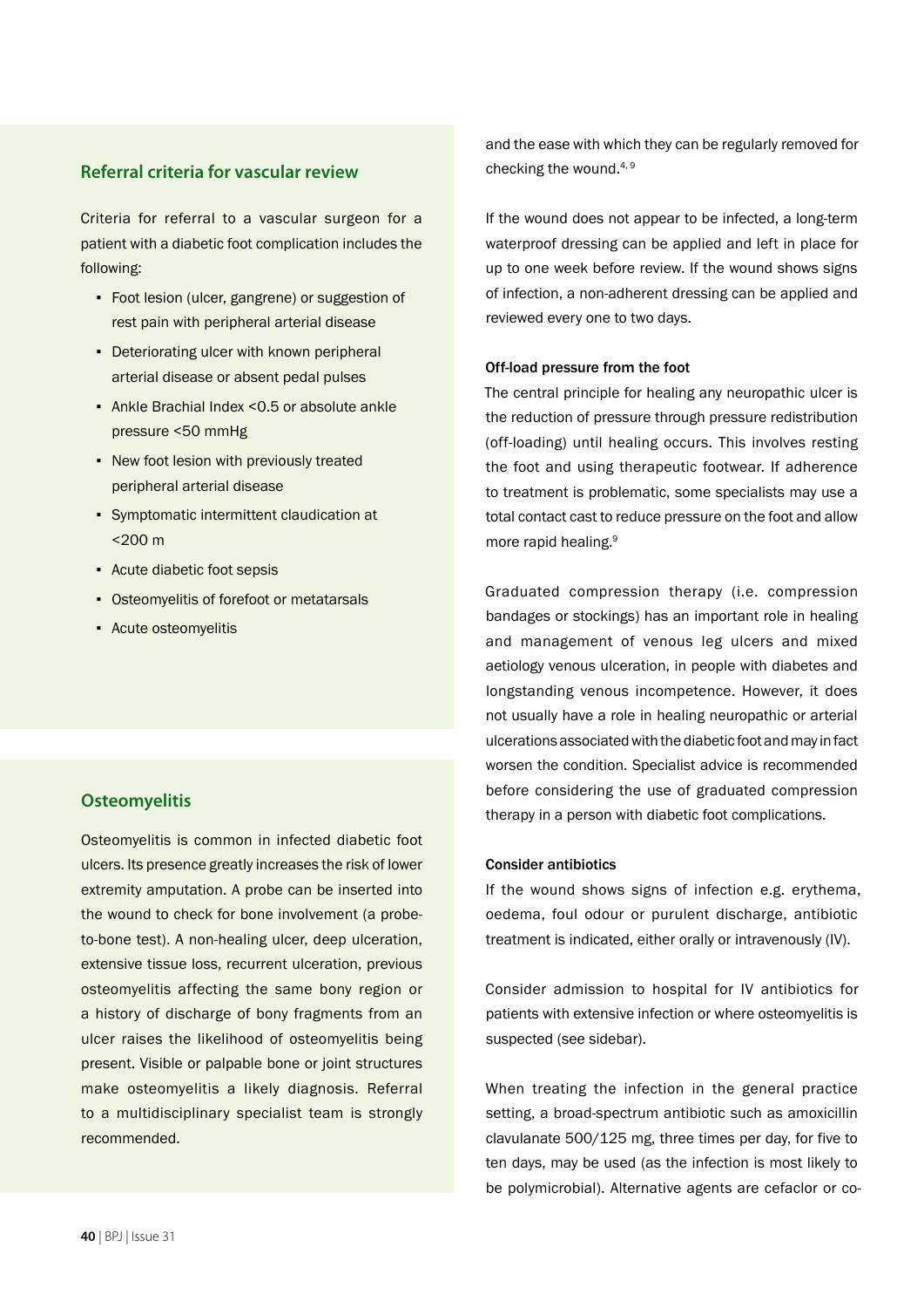## Referral criteria for vascular review

Criteria for referral to a vascular surgeon for a patient with a diabetic foot complication includes the following:

- Foot lesion (ulcer, gangrene) or suggestion of rest pain with peripheral arterial disease
- Deteriorating ulcer with known peripheral arterial disease or absent pedal pulses
- Ankle Brachial Index <0.5 or absolute ankle pressure <50 mmHg
- New foot lesion with previously treated peripheral arterial disease
- Symptomatic intermittent claudication at <200 m
- Acute diabetic foot sepsis
- Osteomyelitis of forefoot or metatarsals
- Acute osteomyelitis

## Osteomyelitis

Osteomyelitis is common in infected diabetic foot ulcers. Its presence greatly increases the risk of lower extremity amputation. A probe can be inserted into the wound to check for bone involvement (a probe-to-bone test). A non-healing ulcer, deep ulceration, extensive tissue loss, recurrent ulceration, previous osteomyelitis affecting the same bony region or a history of discharge of bony fragments from an ulcer raises the likelihood of osteomyelitis being present. Visible or palpable bone or joint structures make osteomyelitis a likely diagnosis. Referral to a multidisciplinary specialist team is strongly recommended.

and the ease with which they can be regularly removed for checking the wound.[4, 9]

If the wound does not appear to be infected, a long-term waterproof dressing can be applied and left in place for up to one week before review. If the wound shows signs of infection, a non-adherent dressing can be applied and reviewed every one to two days.

#### Off-load pressure from the foot

The central principle for healing any neuropathic ulcer is the reduction of pressure through pressure redistribution (off-loading) until healing occurs. This involves resting the foot and using therapeutic footwear. If adherence to treatment is problematic, some specialists may use a total contact cast to reduce pressure on the foot and allow more rapid healing.[9]

Graduated compression therapy (i.e. compression bandages or stockings) has an important role in healing and management of venous leg ulcers and mixed aetiology venous ulceration, in people with diabetes and longstanding venous incompetence. However, it does not usually have a role in healing neuropathic or arterial ulcerations associated with the diabetic foot and may in fact worsen the condition. Specialist advice is recommended before considering the use of graduated compression therapy in a person with diabetic foot complications.

#### Consider antibiotics

If the wound shows signs of infection e.g. erythema, oedema, foul odour or purulent discharge, antibiotic treatment is indicated, either orally or intravenously (IV).

Consider admission to hospital for IV antibiotics for patients with extensive infection or where osteomyelitis is suspected (see sidebar).

When treating the infection in the general practice setting, a broad-spectrum antibiotic such as amoxicillin clavulanate 500/125 mg, three times per day, for five to ten days, may be used (as the infection is most likely to be polymicrobial). Alternative agents are cefaclor or co-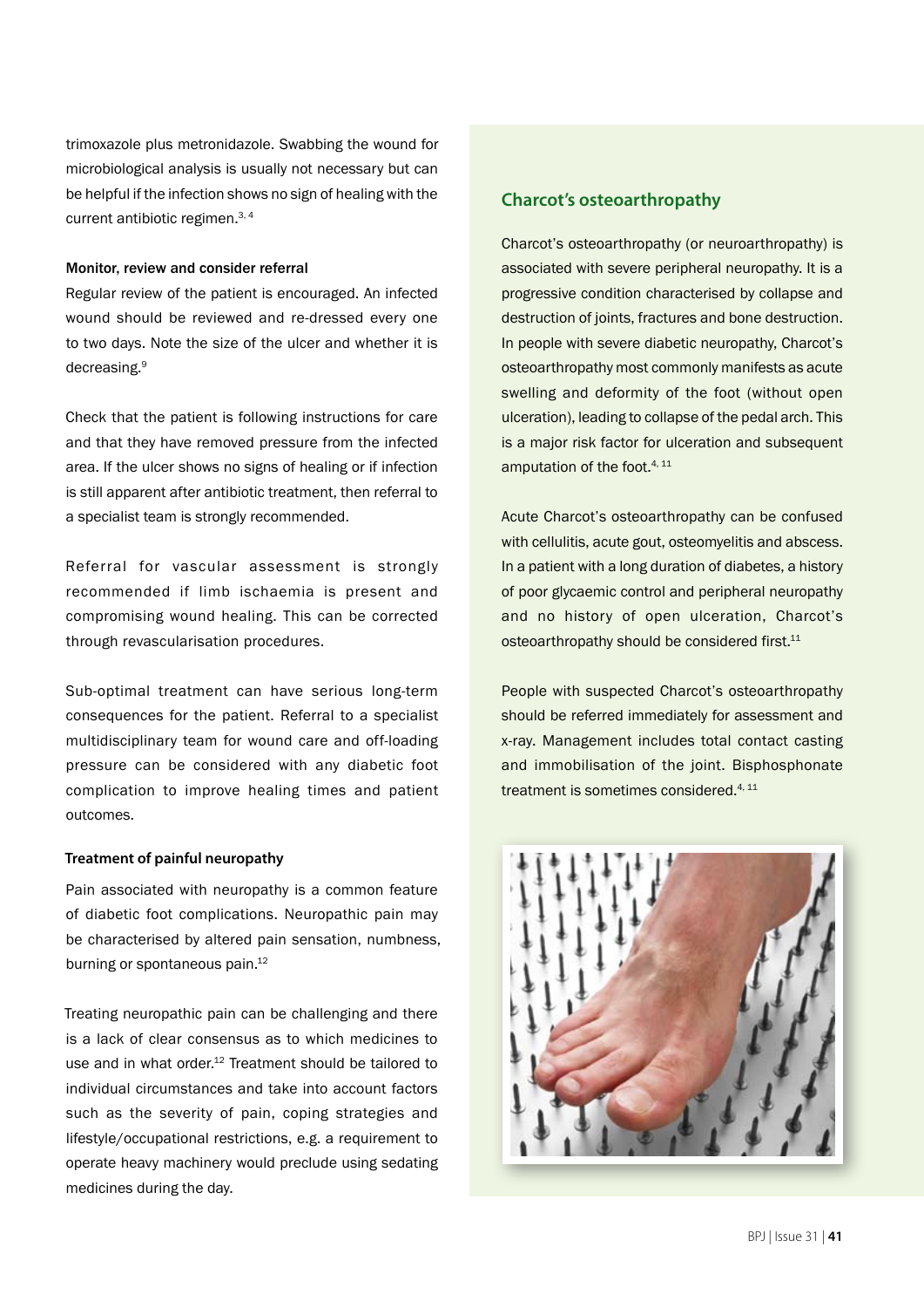trimoxazole plus metronidazole. Swabbing the wound for microbiological analysis is usually not necessary but can be helpful if the infection shows no sign of healing with the current antibiotic regimen.[3, 4]

#### Monitor, review and consider referral

Regular review of the patient is encouraged. An infected wound should be reviewed and re-dressed every one to two days. Note the size of the ulcer and whether it is decreasing.[9]

Check that the patient is following instructions for care and that they have removed pressure from the infected area. If the ulcer shows no signs of healing or if infection is still apparent after antibiotic treatment, then referral to a specialist team is strongly recommended.

Referral for vascular assessment is strongly recommended if limb ischaemia is present and compromising wound healing. This can be corrected through revascularisation procedures.

Sub-optimal treatment can have serious long-term consequences for the patient. Referral to a specialist multidisciplinary team for wound care and off-loading pressure can be considered with any diabetic foot complication to improve healing times and patient outcomes.

### Treatment of painful neuropathy

Pain associated with neuropathy is a common feature of diabetic foot complications. Neuropathic pain may be characterised by altered pain sensation, numbness, burning or spontaneous pain.[12]

Treating neuropathic pain can be challenging and there is a lack of clear consensus as to which medicines to use and in what order.[12] Treatment should be tailored to individual circumstances and take into account factors such as the severity of pain, coping strategies and lifestyle/occupational restrictions, e.g. a requirement to operate heavy machinery would preclude using sedating medicines during the day.

### Charcot's osteoarthropathy

Charcot's osteoarthropathy (or neuroarthropathy) is associated with severe peripheral neuropathy. It is a progressive condition characterised by collapse and destruction of joints, fractures and bone destruction. In people with severe diabetic neuropathy, Charcot's osteoarthropathy most commonly manifests as acute swelling and deformity of the foot (without open ulceration), leading to collapse of the pedal arch. This is a major risk factor for ulceration and subsequent amputation of the foot.[4, 11]

Acute Charcot's osteoarthropathy can be confused with cellulitis, acute gout, osteomyelitis and abscess. In a patient with a long duration of diabetes, a history of poor glycaemic control and peripheral neuropathy and no history of open ulceration, Charcot's osteoarthropathy should be considered first.[11]

People with suspected Charcot's osteoarthropathy should be referred immediately for assessment and x-ray. Management includes total contact casting and immobilisation of the joint. Bisphosphonate treatment is sometimes considered.[4, 11]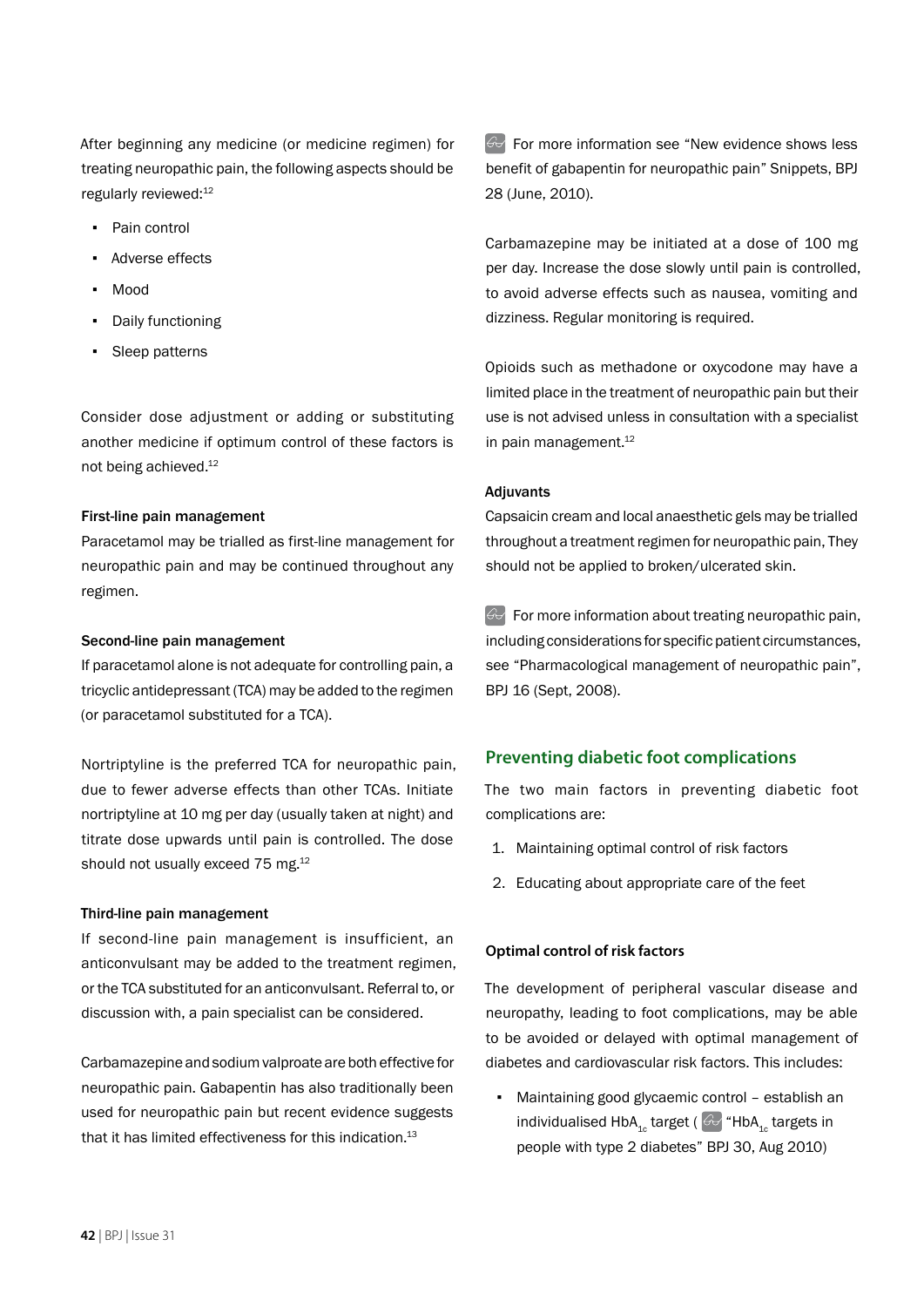After beginning any medicine (or medicine regimen) for treating neuropathic pain, the following aspects should be regularly reviewed:[12]

- Pain control
- Adverse effects
- Mood
- Daily functioning
- Sleep patterns

Consider dose adjustment or adding or substituting another medicine if optimum control of these factors is not being achieved.[12]

### First-line pain management

Paracetamol may be trialled as first-line management for neuropathic pain and may be continued throughout any regimen.

### Second-line pain management

If paracetamol alone is not adequate for controlling pain, a tricyclic antidepressant (TCA) may be added to the regimen (or paracetamol substituted for a TCA).

Nortriptyline is the preferred TCA for neuropathic pain, due to fewer adverse effects than other TCAs. Initiate nortriptyline at 10 mg per day (usually taken at night) and titrate dose upwards until pain is controlled. The dose should not usually exceed 75 mg.[12]

### Third-line pain management

If second-line pain management is insufficient, an anticonvulsant may be added to the treatment regimen, or the TCA substituted for an anticonvulsant. Referral to, or discussion with, a pain specialist can be considered.

Carbamazepine and sodium valproate are both effective for neuropathic pain. Gabapentin has also traditionally been used for neuropathic pain but recent evidence suggests that it has limited effectiveness for this indication.[13]

For more information see "New evidence shows less benefit of gabapentin for neuropathic pain" Snippets, BPJ 28 (June, 2010).

Carbamazepine may be initiated at a dose of 100 mg per day. Increase the dose slowly until pain is controlled, to avoid adverse effects such as nausea, vomiting and dizziness. Regular monitoring is required.

Opioids such as methadone or oxycodone may have a limited place in the treatment of neuropathic pain but their use is not advised unless in consultation with a specialist in pain management.[12]

### Adjuvants

Capsaicin cream and local anaesthetic gels may be trialled throughout a treatment regimen for neuropathic pain, They should not be applied to broken/ulcerated skin.

For more information about treating neuropathic pain, including considerations for specific patient circumstances, see "Pharmacological management of neuropathic pain", BPJ 16 (Sept, 2008).

## Preventing diabetic foot complications

The two main factors in preventing diabetic foot complications are:

1. Maintaining optimal control of risk factors
2. Educating about appropriate care of the feet

### Optimal control of risk factors

The development of peripheral vascular disease and neuropathy, leading to foot complications, may be able to be avoided or delayed with optimal management of diabetes and cardiovascular risk factors. This includes:

- Maintaining good glycaemic control – establish an individualised $HbA_{1c}$ target ( "$HbA_{1c}$ targets in people with type 2 diabetes" BPJ 30, Aug 2010)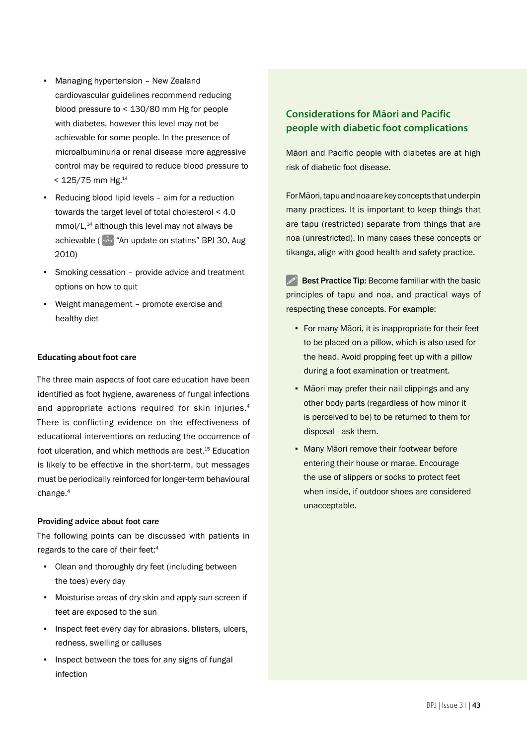- Managing hypertension – New Zealand cardiovascular guidelines recommend reducing blood pressure to < 130/80 mm Hg for people with diabetes, however this level may not be achievable for some people. In the presence of microalbuminuria or renal disease more aggressive control may be required to reduce blood pressure to < 125/75 mm Hg.[14]
- Reducing blood lipid levels – aim for a reduction towards the target level of total cholesterol < 4.0 mmol/L,[14] although this level may not always be achievable ( "An update on statins" BPJ 30, Aug 2010)
- Smoking cessation – provide advice and treatment options on how to quit
- Weight management – promote exercise and healthy diet

### Educating about foot care

The three main aspects of foot care education have been identified as foot hygiene, awareness of fungal infections and appropriate actions required for skin injuries.[4] There is conflicting evidence on the effectiveness of educational interventions on reducing the occurrence of foot ulceration, and which methods are best.[15] Education is likely to be effective in the short-term, but messages must be periodically reinforced for longer-term behavioural change.[4]

### Providing advice about foot care

The following points can be discussed with patients in regards to the care of their feet:[4]

- Clean and thoroughly dry feet (including between the toes) every day
- Moisturise areas of dry skin and apply sun-screen if feet are exposed to the sun
- Inspect feet every day for abrasions, blisters, ulcers, redness, swelling or calluses
- Inspect between the toes for any signs of fungal infection

## Considerations for Māori and Pacific people with diabetic foot complications

Māori and Pacific people with diabetes are at high risk of diabetic foot disease.

For Māori, tapu and noa are key concepts that underpin many practices. It is important to keep things that are tapu (restricted) separate from things that are noa (unrestricted). In many cases these concepts or tikanga, align with good health and safety practice.

**Best Practice Tip:** Become familiar with the basic principles of tapu and noa, and practical ways of respecting these concepts. For example:

- For many Māori, it is inappropriate for their feet to be placed on a pillow, which is also used for the head. Avoid propping feet up with a pillow during a foot examination or treatment.
- Māori may prefer their nail clippings and any other body parts (regardless of how minor it is perceived to be) to be returned to them for disposal - ask them.
- Many Māori remove their footwear before entering their house or marae. Encourage the use of slippers or socks to protect feet when inside, if outdoor shoes are considered unacceptable.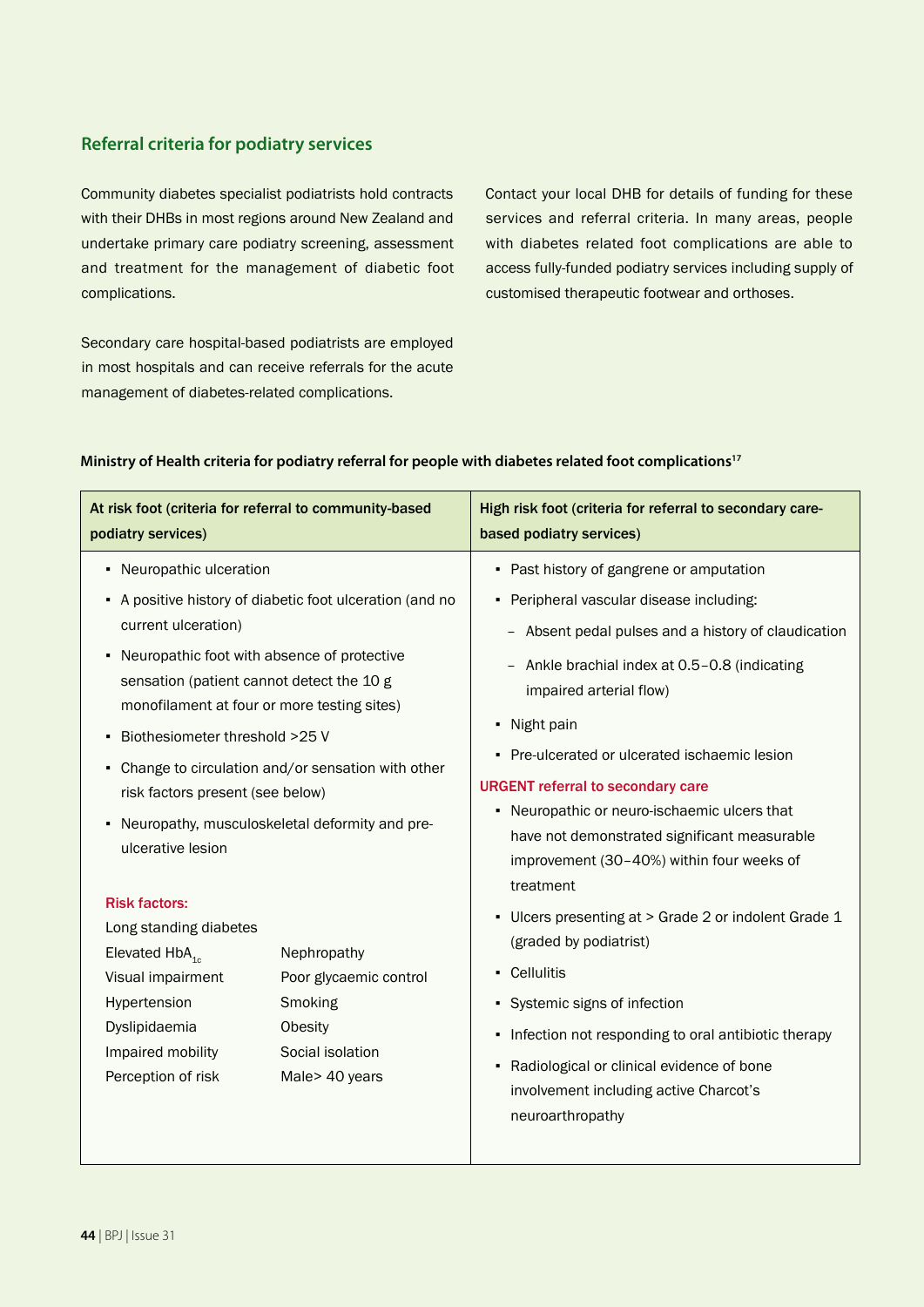## Referral criteria for podiatry services

Community diabetes specialist podiatrists hold contracts with their DHBs in most regions around New Zealand and undertake primary care podiatry screening, assessment and treatment for the management of diabetic foot complications.

Secondary care hospital-based podiatrists are employed in most hospitals and can receive referrals for the acute management of diabetes-related complications.

Contact your local DHB for details of funding for these services and referral criteria. In many areas, people with diabetes related foot complications are able to access fully-funded podiatry services including supply of customised therapeutic footwear and orthoses.

**Ministry of Health criteria for podiatry referral for people with diabetes related foot complications[17]**

| At risk foot (criteria for referral to community-based podiatry services) | High risk foot (criteria for referral to secondary care-based podiatry services) |
|---|---|
| • Neuropathic ulceration<br>• A positive history of diabetic foot ulceration (and no current ulceration)<br>• Neuropathic foot with absence of protective sensation (patient cannot detect the 10 g monofilament at four or more testing sites)<br>• Biothesiometer threshold >25 V<br>• Change to circulation and/or sensation with other risk factors present (see below)<br>• Neuropathy, musculoskeletal deformity and pre-ulcerative lesion<br><br>**Risk factors:**<br>Long standing diabetes<br>Elevated $HbA_{1c}$<br>Visual impairment<br>Hypertension<br>Dyslipidaemia<br>Impaired mobility<br>Perception of risk<br>Nephropathy<br>Poor glycaemic control<br>Smoking<br>Obesity<br>Social isolation<br>Male> 40 years | • Past history of gangrene or amputation<br>• Peripheral vascular disease including:<br>– Absent pedal pulses and a history of claudication<br>– Ankle brachial index at 0.5–0.8 (indicating impaired arterial flow)<br>• Night pain<br>• Pre-ulcerated or ulcerated ischaemic lesion<br><br>**URGENT referral to secondary care**<br>• Neuropathic or neuro-ischaemic ulcers that have not demonstrated significant measurable improvement (30–40%) within four weeks of treatment<br>• Ulcers presenting at > Grade 2 or indolent Grade 1 (graded by podiatrist)<br>• Cellulitis<br>• Systemic signs of infection<br>• Infection not responding to oral antibiotic therapy<br>• Radiological or clinical evidence of bone involvement including active Charcot's neuroarthropathy |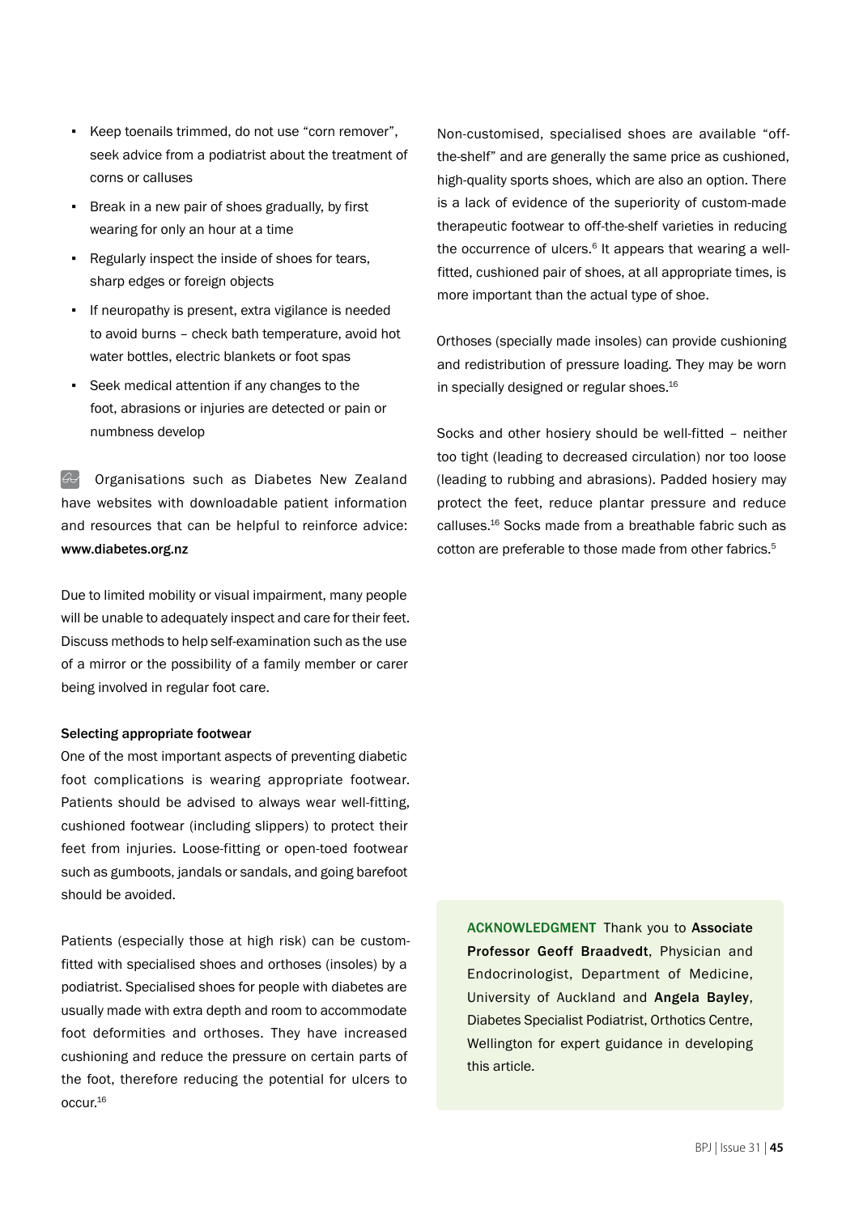- Keep toenails trimmed, do not use "corn remover", seek advice from a podiatrist about the treatment of corns or calluses
- Break in a new pair of shoes gradually, by first wearing for only an hour at a time
- Regularly inspect the inside of shoes for tears, sharp edges or foreign objects
- If neuropathy is present, extra vigilance is needed to avoid burns – check bath temperature, avoid hot water bottles, electric blankets or foot spas
- Seek medical attention if any changes to the foot, abrasions or injuries are detected or pain or numbness develop

Organisations such as Diabetes New Zealand have websites with downloadable patient information and resources that can be helpful to reinforce advice: **www.diabetes.org.nz**

Due to limited mobility or visual impairment, many people will be unable to adequately inspect and care for their feet. Discuss methods to help self-examination such as the use of a mirror or the possibility of a family member or carer being involved in regular foot care.

### Selecting appropriate footwear

One of the most important aspects of preventing diabetic foot complications is wearing appropriate footwear. Patients should be advised to always wear well-fitting, cushioned footwear (including slippers) to protect their feet from injuries. Loose-fitting or open-toed footwear such as gumboots, jandals or sandals, and going barefoot should be avoided.

Patients (especially those at high risk) can be custom-fitted with specialised shoes and orthoses (insoles) by a podiatrist. Specialised shoes for people with diabetes are usually made with extra depth and room to accommodate foot deformities and orthoses. They have increased cushioning and reduce the pressure on certain parts of the foot, therefore reducing the potential for ulcers to occur.[16]

Non-customised, specialised shoes are available "off-the-shelf" and are generally the same price as cushioned, high-quality sports shoes, which are also an option. There is a lack of evidence of the superiority of custom-made therapeutic footwear to off-the-shelf varieties in reducing the occurrence of ulcers.[6] It appears that wearing a well-fitted, cushioned pair of shoes, at all appropriate times, is more important than the actual type of shoe.

Orthoses (specially made insoles) can provide cushioning and redistribution of pressure loading. They may be worn in specially designed or regular shoes.[16]

Socks and other hosiery should be well-fitted – neither too tight (leading to decreased circulation) nor too loose (leading to rubbing and abrasions). Padded hosiery may protect the feet, reduce plantar pressure and reduce calluses.[16] Socks made from a breathable fabric such as cotton are preferable to those made from other fabrics.[5]

**ACKNOWLEDGMENT** Thank you to **Associate Professor Geoff Braadvedt**, Physician and Endocrinologist, Department of Medicine, University of Auckland and **Angela Bayley**, Diabetes Specialist Podiatrist, Orthotics Centre, Wellington for expert guidance in developing this article.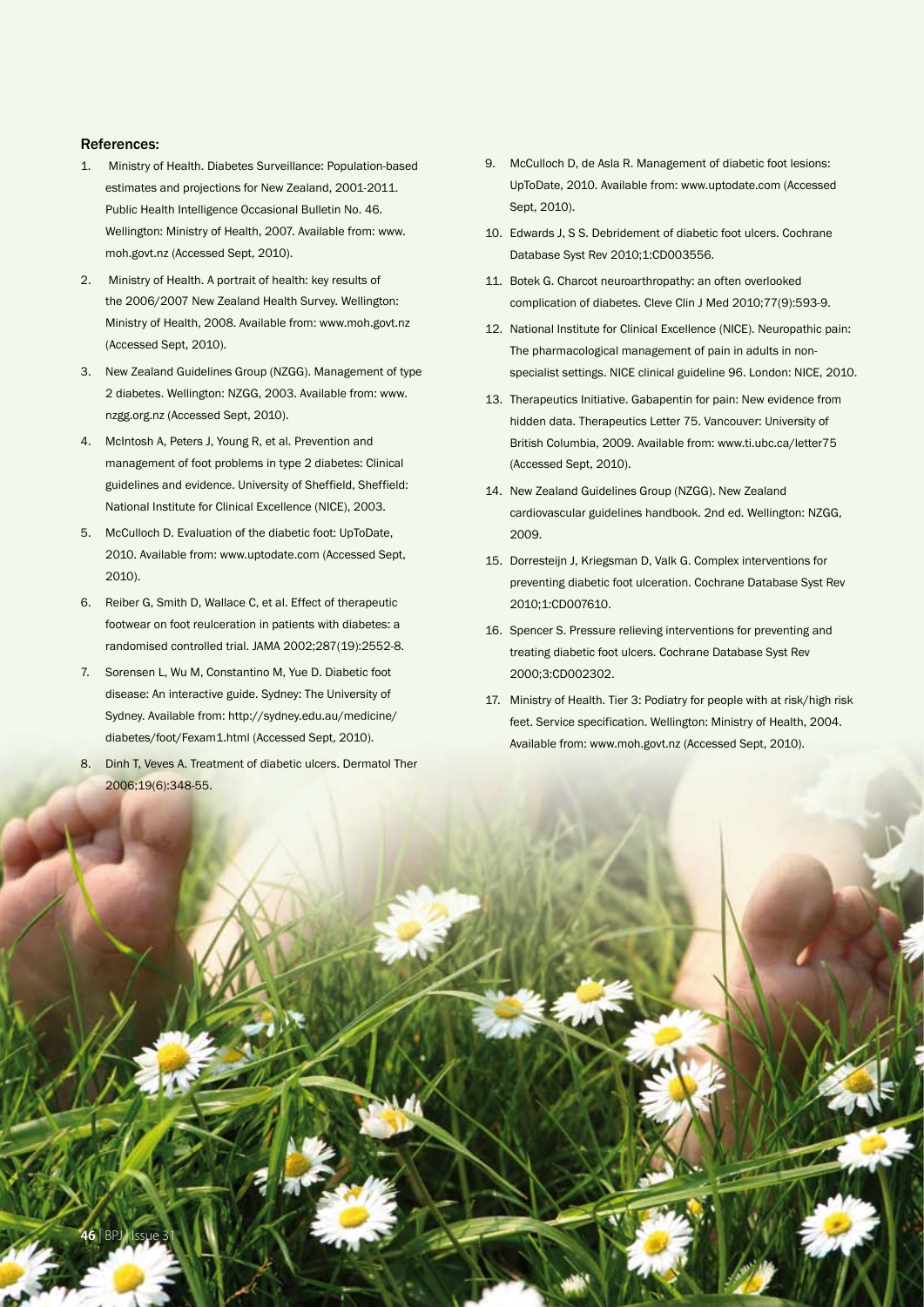### References:

1. Ministry of Health. Diabetes Surveillance: Population-based estimates and projections for New Zealand, 2001-2011. Public Health Intelligence Occasional Bulletin No. 46. Wellington: Ministry of Health, 2007. Available from: www.moh.govt.nz (Accessed Sept, 2010).
2. Ministry of Health. A portrait of health: key results of the 2006/2007 New Zealand Health Survey. Wellington: Ministry of Health, 2008. Available from: www.moh.govt.nz (Accessed Sept, 2010).
3. New Zealand Guidelines Group (NZGG). Management of type 2 diabetes. Wellington: NZGG, 2003. Available from: www.nzgg.org.nz (Accessed Sept, 2010).
4. McIntosh A, Peters J, Young R, et al. Prevention and management of foot problems in type 2 diabetes: Clinical guidelines and evidence. University of Sheffield, Sheffield: National Institute for Clinical Excellence (NICE), 2003.
5. McCulloch D. Evaluation of the diabetic foot: UpToDate, 2010. Available from: www.uptodate.com (Accessed Sept, 2010).
6. Reiber G, Smith D, Wallace C, et al. Effect of therapeutic footwear on foot reulceration in patients with diabetes: a randomised controlled trial. JAMA 2002;287(19):2552-8.
7. Sorensen L, Wu M, Constantino M, Yue D. Diabetic foot disease: An interactive guide. Sydney: The University of Sydney. Available from: http://sydney.edu.au/medicine/diabetes/foot/Fexam1.html (Accessed Sept, 2010).
8. Dinh T, Veves A. Treatment of diabetic ulcers. Dermatol Ther 2006;19(6):348-55.
9. McCulloch D, de Asla R. Management of diabetic foot lesions: UpToDate, 2010. Available from: www.uptodate.com (Accessed Sept, 2010).
10. Edwards J, S S. Debridement of diabetic foot ulcers. Cochrane Database Syst Rev 2010;1:CD003556.
11. Botek G. Charcot neuroarthropathy: an often overlooked complication of diabetes. Cleve Clin J Med 2010;77(9):593-9.
12. National Institute for Clinical Excellence (NICE). Neuropathic pain: The pharmacological management of pain in adults in non-specialist settings. NICE clinical guideline 96. London: NICE, 2010.
13. Therapeutics Initiative. Gabapentin for pain: New evidence from hidden data. Therapeutics Letter 75. Vancouver: University of British Columbia, 2009. Available from: www.ti.ubc.ca/letter75 (Accessed Sept, 2010).
14. New Zealand Guidelines Group (NZGG). New Zealand cardiovascular guidelines handbook. 2nd ed. Wellington: NZGG, 2009.
15. Dorresteijn J, Kriegsman D, Valk G. Complex interventions for preventing diabetic foot ulceration. Cochrane Database Syst Rev 2010;1:CD007610.
16. Spencer S. Pressure relieving interventions for preventing and treating diabetic foot ulcers. Cochrane Database Syst Rev 2000;3:CD002302.
17. Ministry of Health. Tier 3: Podiatry for people with at risk/high risk feet. Service specification. Wellington: Ministry of Health, 2004. Available from: www.moh.govt.nz (Accessed Sept, 2010).